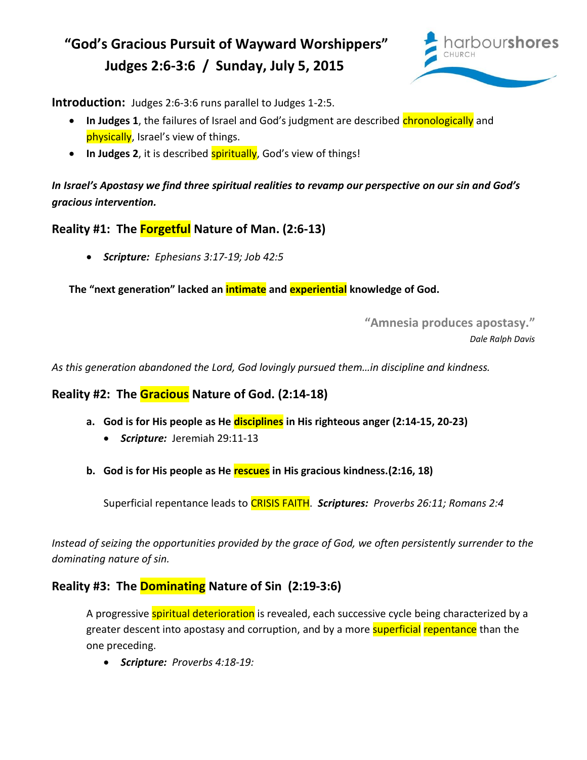# "God's Gracious Pursuit of Wayward Worshippers"
# Judges 2:6-3:6 / Sunday, July 5, 2015

harbourshores CHURCH

**Introduction:** Judges 2:6-3:6 runs parallel to Judges 1-2:5.

- **In Judges 1**, the failures of Israel and God's judgment are described chronologically and physically, Israel's view of things.
- **In Judges 2**, it is described spiritually, God's view of things!

***In Israel's Apostasy we find three spiritual realities to revamp our perspective on our sin and God's gracious intervention.***

## Reality #1: The Forgetful Nature of Man. (2:6-13)

- ***Scripture:*** *Ephesians 3:17-19; Job 42:5*

**The "next generation" lacked an intimate and experiential knowledge of God.**

**"Amnesia produces apostasy."**
*Dale Ralph Davis*

*As this generation abandoned the Lord, God lovingly pursued them…in discipline and kindness.*

## Reality #2: The Gracious Nature of God. (2:14-18)

a. **God is for His people as He disciplines in His righteous anger (2:14-15, 20-23)**
   - ***Scripture:*** Jeremiah 29:11-13

b. **God is for His people as He rescues in His gracious kindness.(2:16, 18)**

   Superficial repentance leads to CRISIS FAITH. ***Scriptures:*** *Proverbs 26:11; Romans 2:4*

*Instead of seizing the opportunities provided by the grace of God, we often persistently surrender to the dominating nature of sin.*

## Reality #3: The Dominating Nature of Sin (2:19-3:6)

A progressive spiritual deterioration is revealed, each successive cycle being characterized by a greater descent into apostasy and corruption, and by a more superficial repentance than the one preceding.

- ***Scripture:*** *Proverbs 4:18-19:*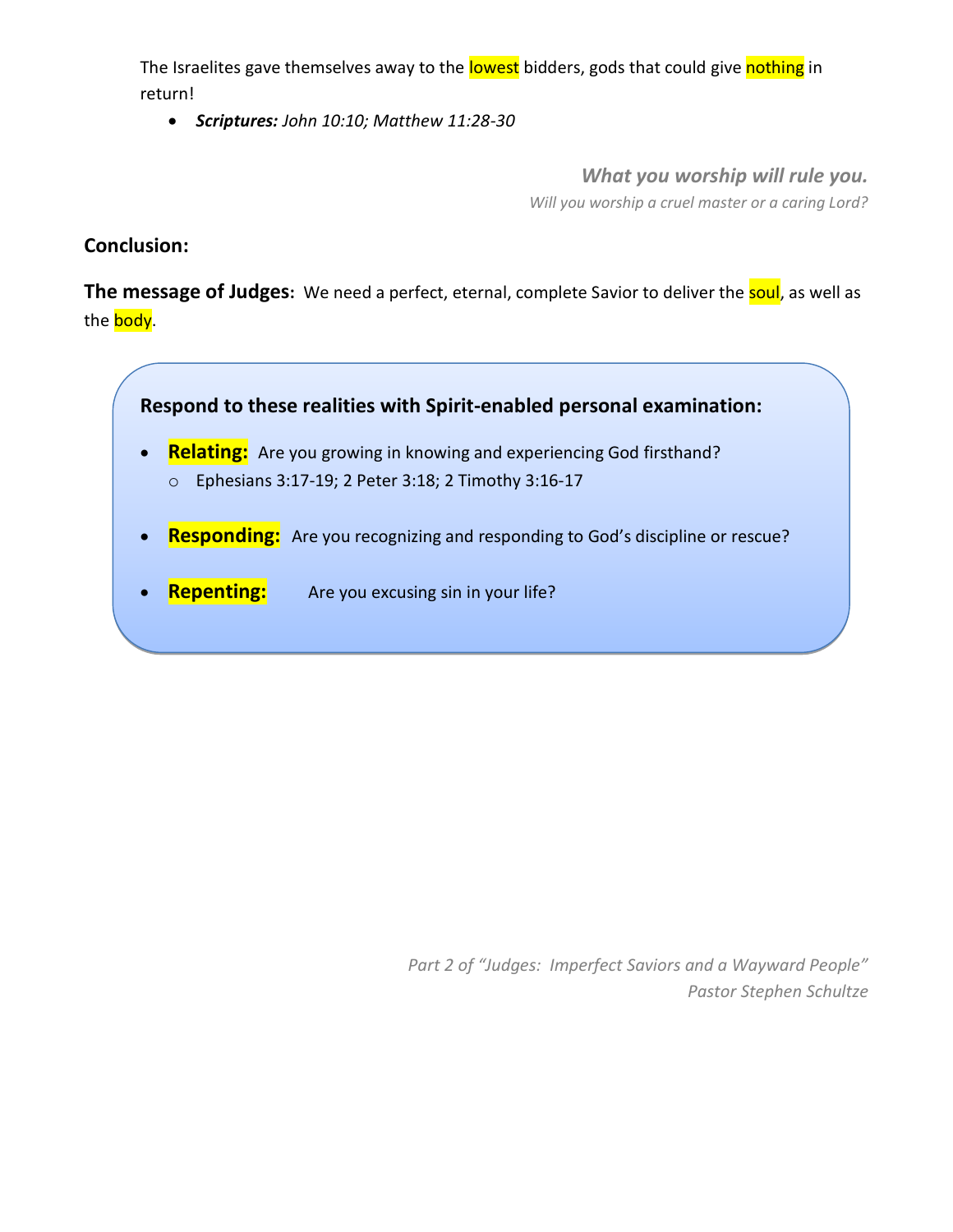The Israelites gave themselves away to the lowest bidders, gods that could give nothing in return!

- ***Scriptures:*** *John 10:10; Matthew 11:28-30*

***What you worship will rule you.***
*Will you worship a cruel master or a caring Lord?*

**Conclusion:**

**The message of Judges:** We need a perfect, eternal, complete Savior to deliver the soul, as well as the body.

**Respond to these realities with Spirit-enabled personal examination:**

- **Relating:** Are you growing in knowing and experiencing God firsthand?
  - Ephesians 3:17-19; 2 Peter 3:18; 2 Timothy 3:16-17
- **Responding:** Are you recognizing and responding to God's discipline or rescue?
- **Repenting:** Are you excusing sin in your life?

*Part 2 of "Judges: Imperfect Saviors and a Wayward People"*
*Pastor Stephen Schultze*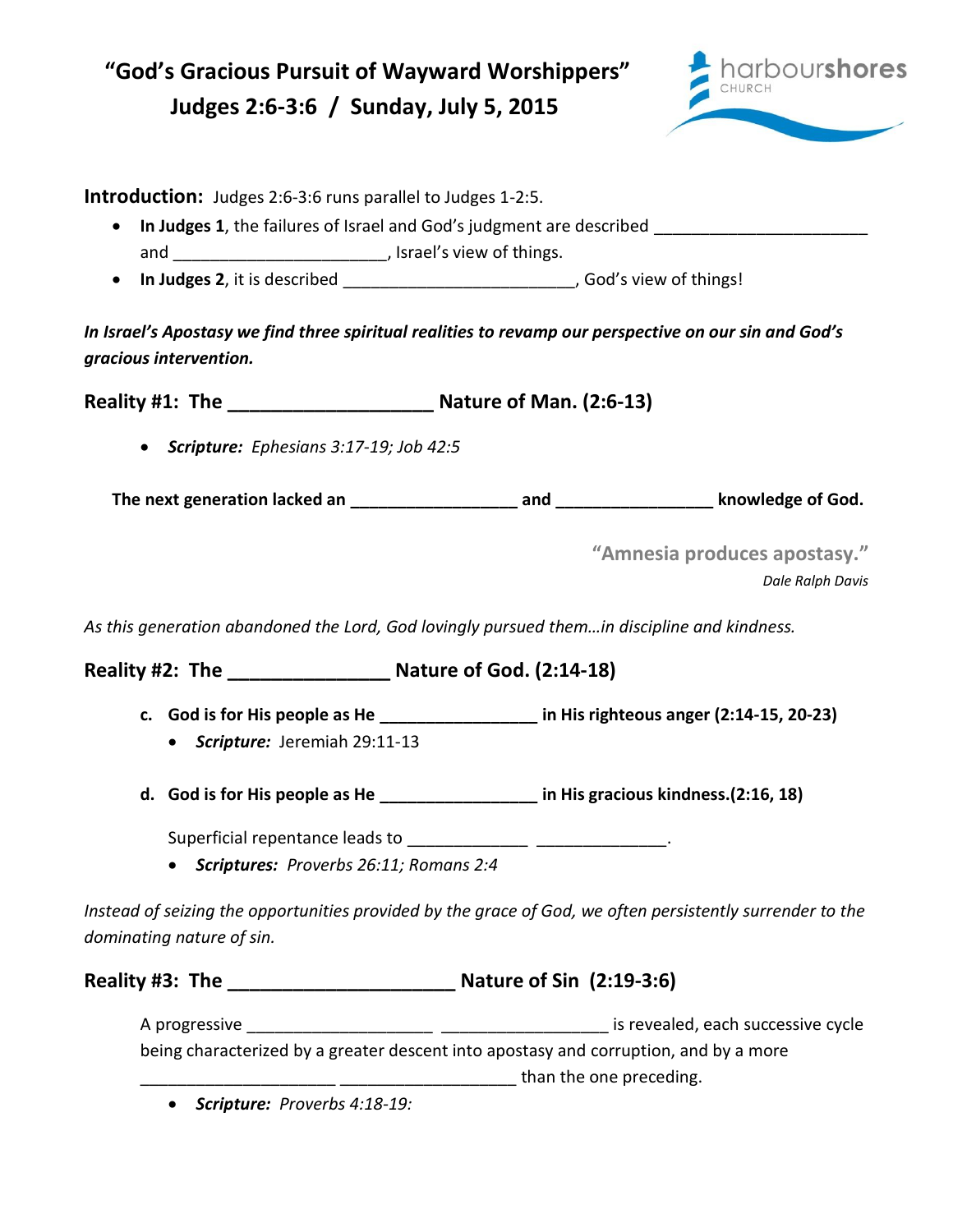# "God's Gracious Pursuit of Wayward Worshippers"
## Judges 2:6-3:6 / Sunday, July 5, 2015

harbourshores CHURCH

**Introduction:** Judges 2:6-3:6 runs parallel to Judges 1-2:5.

- **In Judges 1**, the failures of Israel and God's judgment are described ______________________ and ______________________, Israel's view of things.
- **In Judges 2**, it is described ________________________, God's view of things!

***In Israel's Apostasy we find three spiritual realities to revamp our perspective on our sin and God's gracious intervention.***

### Reality #1: The __________________ Nature of Man. (2:6-13)

- ***Scripture:*** *Ephesians 3:17-19; Job 42:5*

**The next generation lacked an _________________ and ________________ knowledge of God.**

**"Amnesia produces apostasy."**
*Dale Ralph Davis*

*As this generation abandoned the Lord, God lovingly pursued them…in discipline and kindness.*

### Reality #2: The ______________ Nature of God. (2:14-18)

c. **God is for His people as He ________________ in His righteous anger (2:14-15, 20-23)**
   - ***Scripture:*** Jeremiah 29:11-13

d. **God is for His people as He ________________ in His gracious kindness.(2:16, 18)**

   Superficial repentance leads to ____________ _____________.
   - ***Scriptures:*** *Proverbs 26:11; Romans 2:4*

*Instead of seizing the opportunities provided by the grace of God, we often persistently surrender to the dominating nature of sin.*

### Reality #3: The ____________________ Nature of Sin (2:19-3:6)

A progressive ___________________ _________________ is revealed, each successive cycle being characterized by a greater descent into apostasy and corruption, and by a more ____________________ __________________ than the one preceding.

- ***Scripture:*** *Proverbs 4:18-19:*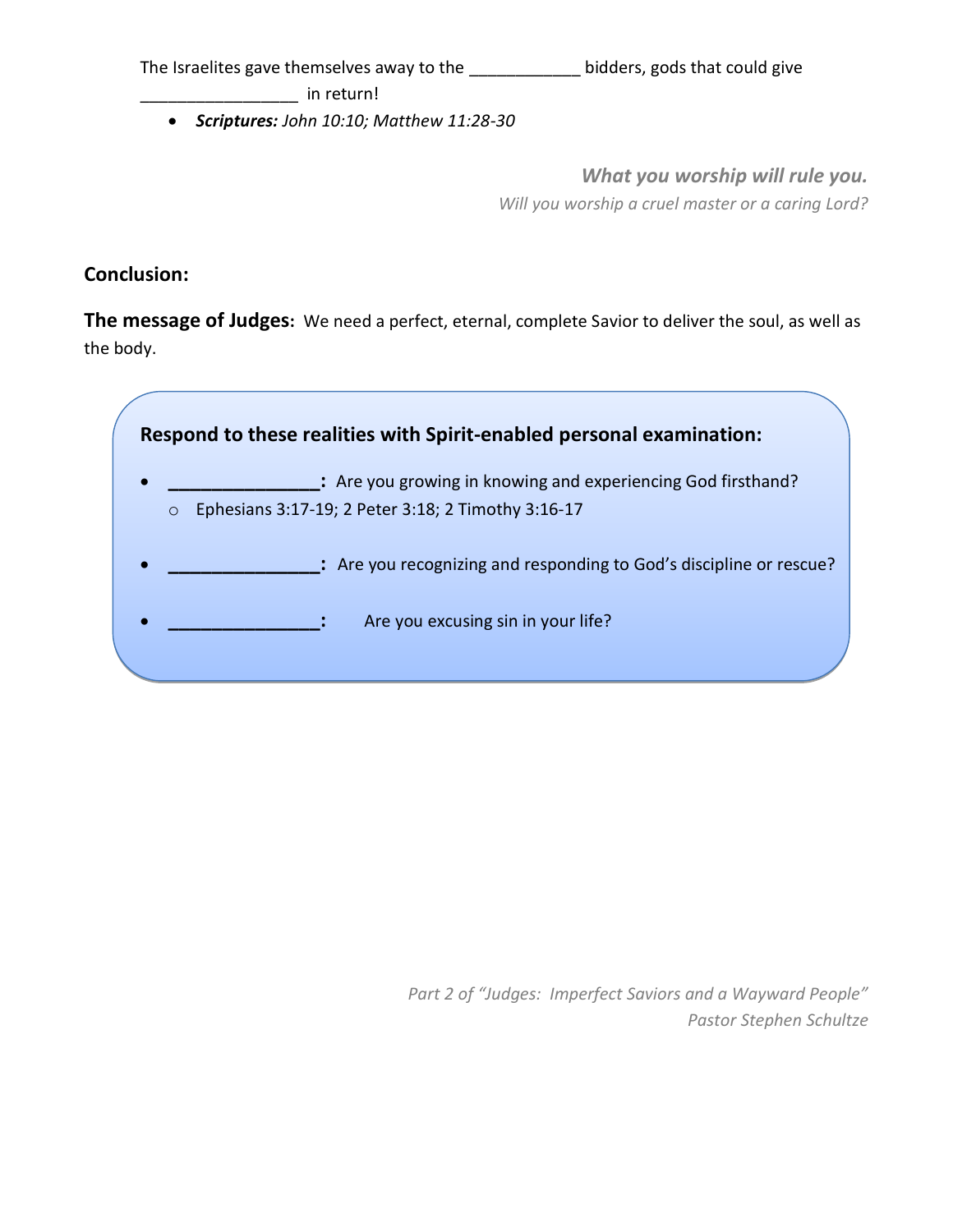The Israelites gave themselves away to the ____________ bidders, gods that could give _________________ in return!

- ***Scriptures:*** *John 10:10; Matthew 11:28-30*

***What you worship will rule you.***
*Will you worship a cruel master or a caring Lord?*

**Conclusion:**

**The message of Judges:** We need a perfect, eternal, complete Savior to deliver the soul, as well as the body.

**Respond to these realities with Spirit-enabled personal examination:**

- **_______________:** Are you growing in knowing and experiencing God firsthand?
  - Ephesians 3:17-19; 2 Peter 3:18; 2 Timothy 3:16-17
- **_______________:** Are you recognizing and responding to God's discipline or rescue?
- **_______________:** Are you excusing sin in your life?

*Part 2 of "Judges: Imperfect Saviors and a Wayward People"*
*Pastor Stephen Schultze*